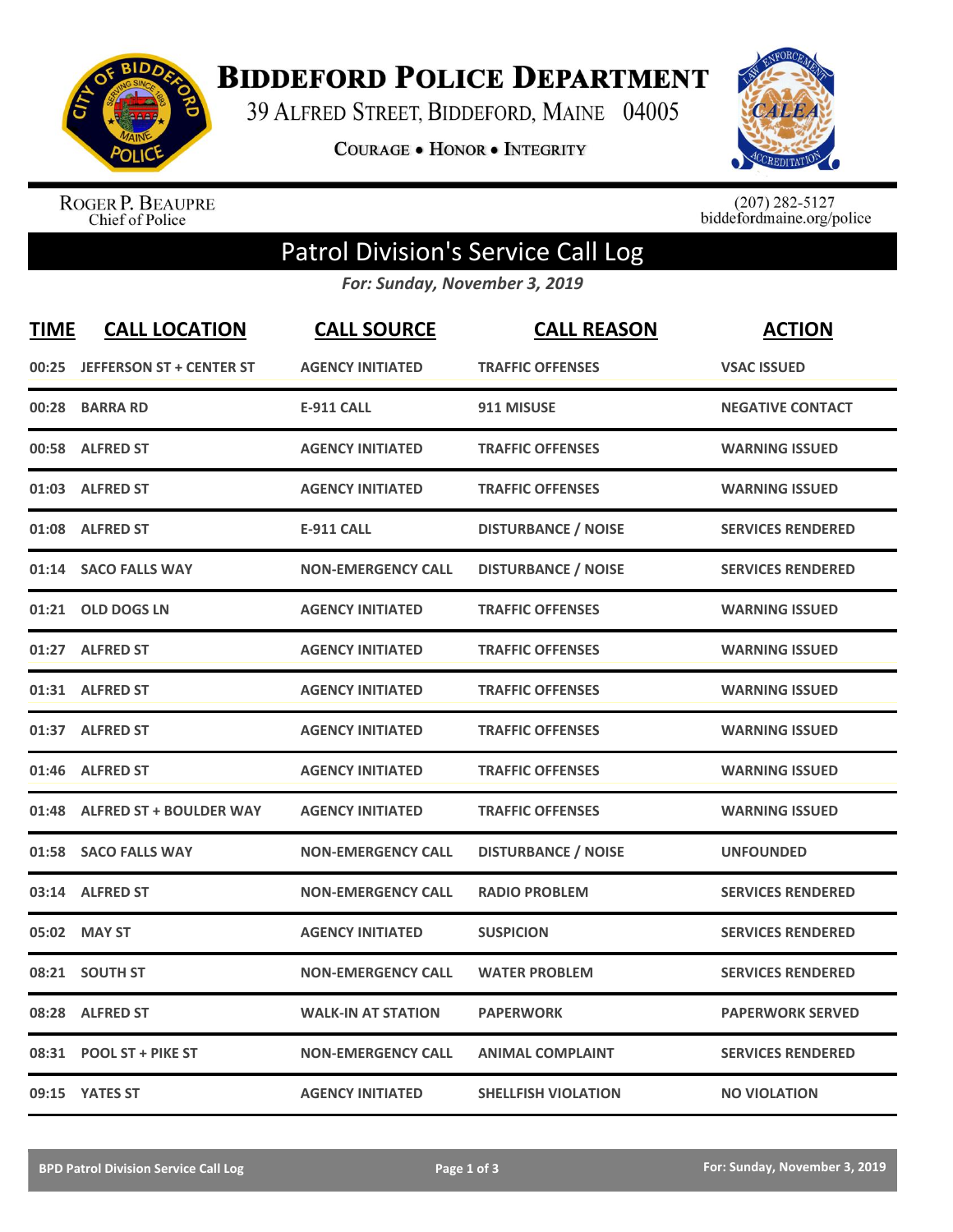# Biddeford Police Department

39 Alfred Street, Biddeford, Maine 04005

Courage • Honor • Integrity

Roger P. Beaupre
Chief of Police

(207) 282-5127
biddefordmaine.org/police

## Patrol Division's Service Call Log

*For: Sunday, November 3, 2019*

| TIME | CALL LOCATION | CALL SOURCE | CALL REASON | ACTION |
|---|---|---|---|---|
| 00:25 | JEFFERSON ST + CENTER ST | AGENCY INITIATED | TRAFFIC OFFENSES | VSAC ISSUED |
| 00:28 | BARRA RD | E-911 CALL | 911 MISUSE | NEGATIVE CONTACT |
| 00:58 | ALFRED ST | AGENCY INITIATED | TRAFFIC OFFENSES | WARNING ISSUED |
| 01:03 | ALFRED ST | AGENCY INITIATED | TRAFFIC OFFENSES | WARNING ISSUED |
| 01:08 | ALFRED ST | E-911 CALL | DISTURBANCE / NOISE | SERVICES RENDERED |
| 01:14 | SACO FALLS WAY | NON-EMERGENCY CALL | DISTURBANCE / NOISE | SERVICES RENDERED |
| 01:21 | OLD DOGS LN | AGENCY INITIATED | TRAFFIC OFFENSES | WARNING ISSUED |
| 01:27 | ALFRED ST | AGENCY INITIATED | TRAFFIC OFFENSES | WARNING ISSUED |
| 01:31 | ALFRED ST | AGENCY INITIATED | TRAFFIC OFFENSES | WARNING ISSUED |
| 01:37 | ALFRED ST | AGENCY INITIATED | TRAFFIC OFFENSES | WARNING ISSUED |
| 01:46 | ALFRED ST | AGENCY INITIATED | TRAFFIC OFFENSES | WARNING ISSUED |
| 01:48 | ALFRED ST + BOULDER WAY | AGENCY INITIATED | TRAFFIC OFFENSES | WARNING ISSUED |
| 01:58 | SACO FALLS WAY | NON-EMERGENCY CALL | DISTURBANCE / NOISE | UNFOUNDED |
| 03:14 | ALFRED ST | NON-EMERGENCY CALL | RADIO PROBLEM | SERVICES RENDERED |
| 05:02 | MAY ST | AGENCY INITIATED | SUSPICION | SERVICES RENDERED |
| 08:21 | SOUTH ST | NON-EMERGENCY CALL | WATER PROBLEM | SERVICES RENDERED |
| 08:28 | ALFRED ST | WALK-IN AT STATION | PAPERWORK | PAPERWORK SERVED |
| 08:31 | POOL ST + PIKE ST | NON-EMERGENCY CALL | ANIMAL COMPLAINT | SERVICES RENDERED |
| 09:15 | YATES ST | AGENCY INITIATED | SHELLFISH VIOLATION | NO VIOLATION |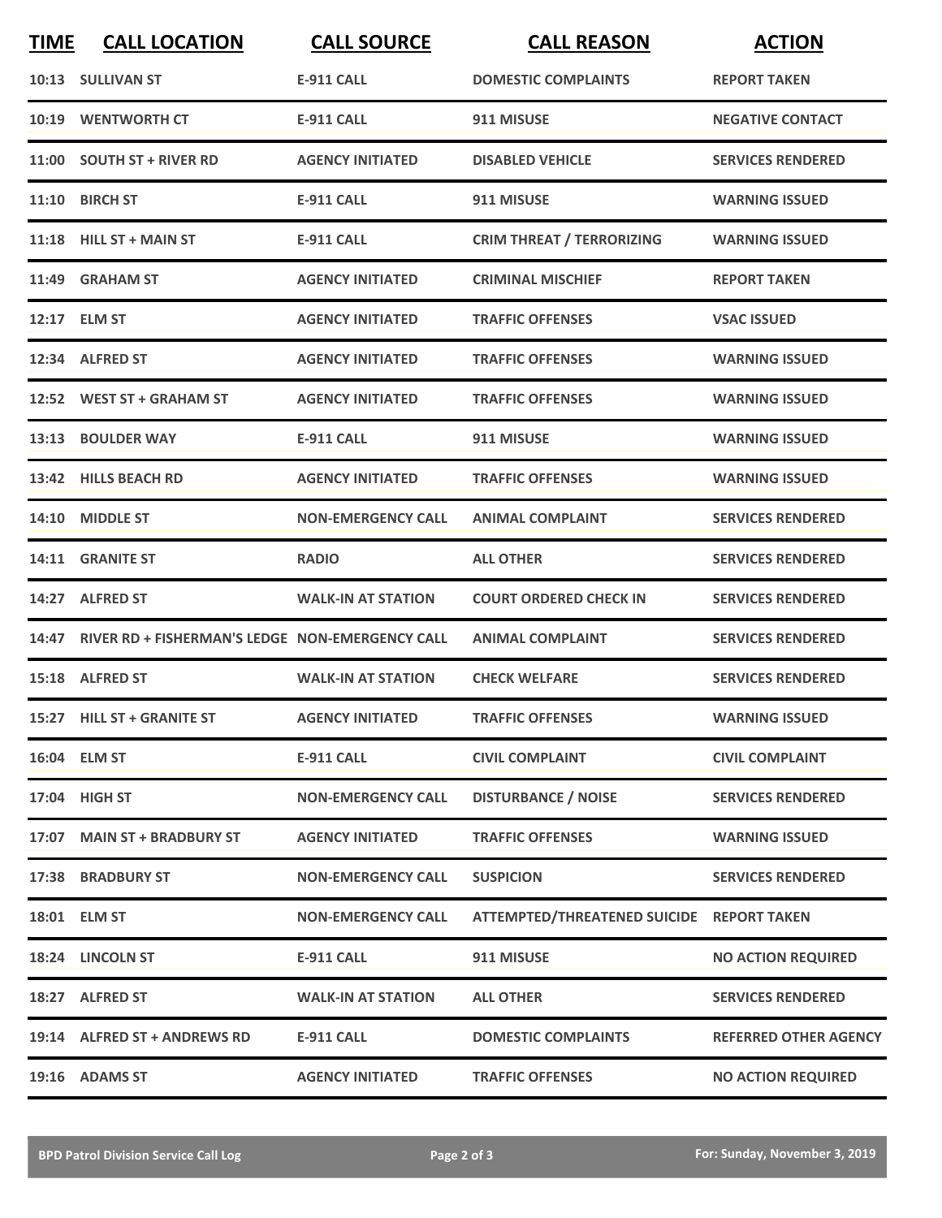| TIME | CALL LOCATION | CALL SOURCE | CALL REASON | ACTION |
|---|---|---|---|---|
| 10:13 | SULLIVAN ST | E-911 CALL | DOMESTIC COMPLAINTS | REPORT TAKEN |
| 10:19 | WENTWORTH CT | E-911 CALL | 911 MISUSE | NEGATIVE CONTACT |
| 11:00 | SOUTH ST + RIVER RD | AGENCY INITIATED | DISABLED VEHICLE | SERVICES RENDERED |
| 11:10 | BIRCH ST | E-911 CALL | 911 MISUSE | WARNING ISSUED |
| 11:18 | HILL ST + MAIN ST | E-911 CALL | CRIM THREAT / TERRORIZING | WARNING ISSUED |
| 11:49 | GRAHAM ST | AGENCY INITIATED | CRIMINAL MISCHIEF | REPORT TAKEN |
| 12:17 | ELM ST | AGENCY INITIATED | TRAFFIC OFFENSES | VSAC ISSUED |
| 12:34 | ALFRED ST | AGENCY INITIATED | TRAFFIC OFFENSES | WARNING ISSUED |
| 12:52 | WEST ST + GRAHAM ST | AGENCY INITIATED | TRAFFIC OFFENSES | WARNING ISSUED |
| 13:13 | BOULDER WAY | E-911 CALL | 911 MISUSE | WARNING ISSUED |
| 13:42 | HILLS BEACH RD | AGENCY INITIATED | TRAFFIC OFFENSES | WARNING ISSUED |
| 14:10 | MIDDLE ST | NON-EMERGENCY CALL | ANIMAL COMPLAINT | SERVICES RENDERED |
| 14:11 | GRANITE ST | RADIO | ALL OTHER | SERVICES RENDERED |
| 14:27 | ALFRED ST | WALK-IN AT STATION | COURT ORDERED CHECK IN | SERVICES RENDERED |
| 14:47 | RIVER RD + FISHERMAN'S LEDGE | NON-EMERGENCY CALL | ANIMAL COMPLAINT | SERVICES RENDERED |
| 15:18 | ALFRED ST | WALK-IN AT STATION | CHECK WELFARE | SERVICES RENDERED |
| 15:27 | HILL ST + GRANITE ST | AGENCY INITIATED | TRAFFIC OFFENSES | WARNING ISSUED |
| 16:04 | ELM ST | E-911 CALL | CIVIL COMPLAINT | CIVIL COMPLAINT |
| 17:04 | HIGH ST | NON-EMERGENCY CALL | DISTURBANCE / NOISE | SERVICES RENDERED |
| 17:07 | MAIN ST + BRADBURY ST | AGENCY INITIATED | TRAFFIC OFFENSES | WARNING ISSUED |
| 17:38 | BRADBURY ST | NON-EMERGENCY CALL | SUSPICION | SERVICES RENDERED |
| 18:01 | ELM ST | NON-EMERGENCY CALL | ATTEMPTED/THREATENED SUICIDE | REPORT TAKEN |
| 18:24 | LINCOLN ST | E-911 CALL | 911 MISUSE | NO ACTION REQUIRED |
| 18:27 | ALFRED ST | WALK-IN AT STATION | ALL OTHER | SERVICES RENDERED |
| 19:14 | ALFRED ST + ANDREWS RD | E-911 CALL | DOMESTIC COMPLAINTS | REFERRED OTHER AGENCY |
| 19:16 | ADAMS ST | AGENCY INITIATED | TRAFFIC OFFENSES | NO ACTION REQUIRED |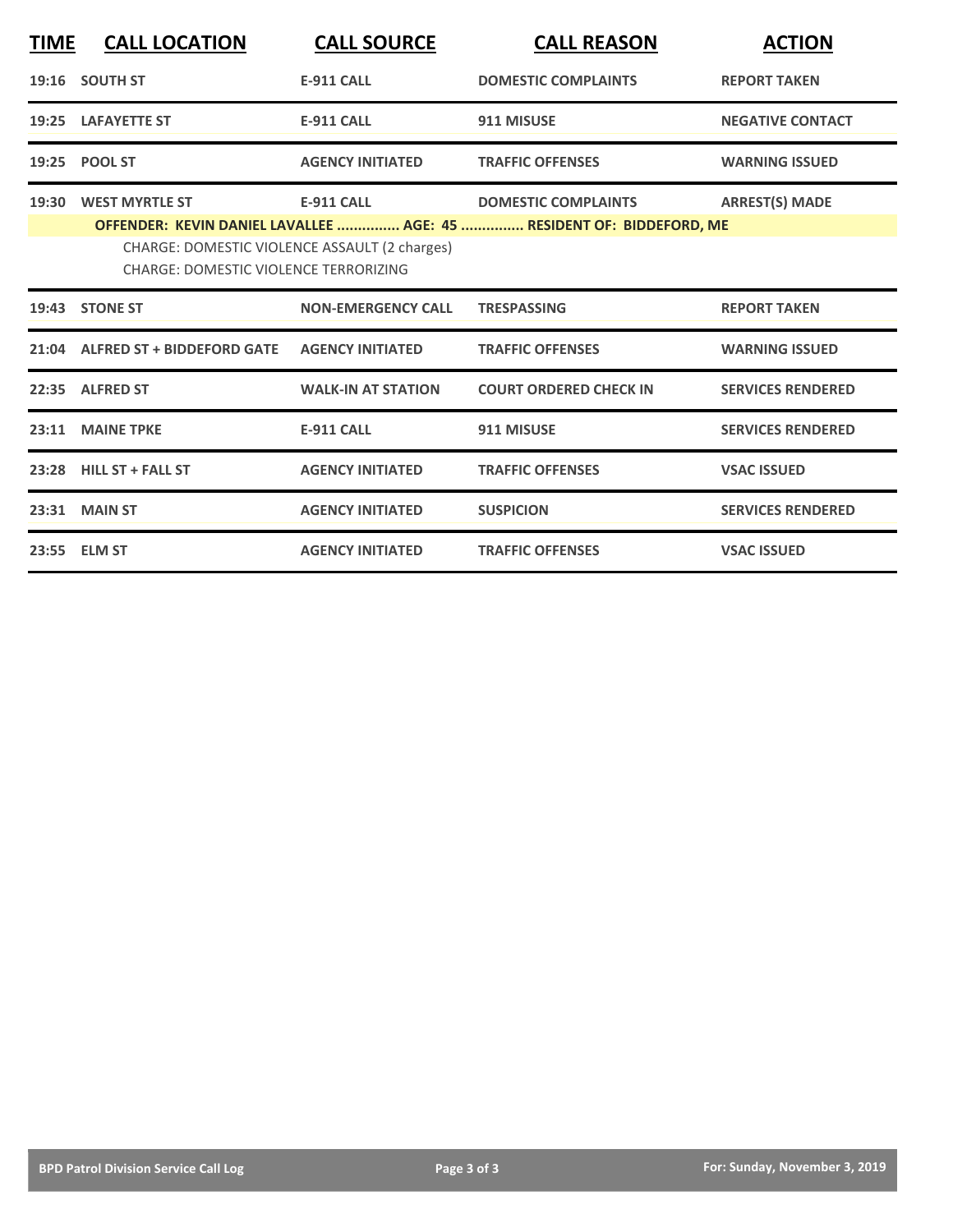| TIME | CALL LOCATION | CALL SOURCE | CALL REASON | ACTION |
|---|---|---|---|---|
| 19:16 | SOUTH ST | E-911 CALL | DOMESTIC COMPLAINTS | REPORT TAKEN |
| 19:25 | LAFAYETTE ST | E-911 CALL | 911 MISUSE | NEGATIVE CONTACT |
| 19:25 | POOL ST | AGENCY INITIATED | TRAFFIC OFFENSES | WARNING ISSUED |
| 19:30 | WEST MYRTLE ST | E-911 CALL | DOMESTIC COMPLAINTS | ARREST(S) MADE |
| | **OFFENDER: KEVIN DANIEL LAVALLEE ............... AGE: 45 ............... RESIDENT OF: BIDDEFORD, ME** | | | |
| | CHARGE: DOMESTIC VIOLENCE ASSAULT (2 charges) | | | |
| | CHARGE: DOMESTIC VIOLENCE TERRORIZING | | | |
| 19:43 | STONE ST | NON-EMERGENCY CALL | TRESPASSING | REPORT TAKEN |
| 21:04 | ALFRED ST + BIDDEFORD GATE | AGENCY INITIATED | TRAFFIC OFFENSES | WARNING ISSUED |
| 22:35 | ALFRED ST | WALK-IN AT STATION | COURT ORDERED CHECK IN | SERVICES RENDERED |
| 23:11 | MAINE TPKE | E-911 CALL | 911 MISUSE | SERVICES RENDERED |
| 23:28 | HILL ST + FALL ST | AGENCY INITIATED | TRAFFIC OFFENSES | VSAC ISSUED |
| 23:31 | MAIN ST | AGENCY INITIATED | SUSPICION | SERVICES RENDERED |
| 23:55 | ELM ST | AGENCY INITIATED | TRAFFIC OFFENSES | VSAC ISSUED |